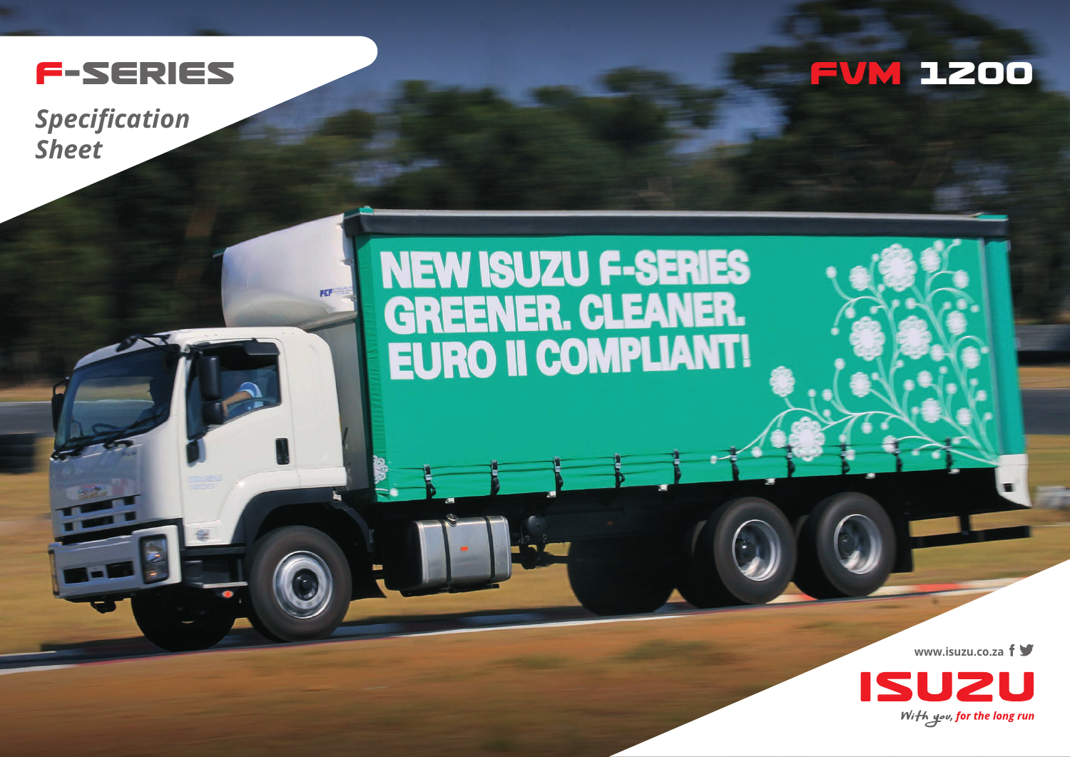# F-SERIES

*Specification Sheet*

# FVM 1200

www.isuzu.co.za

ISUZU

*With you, for the long run*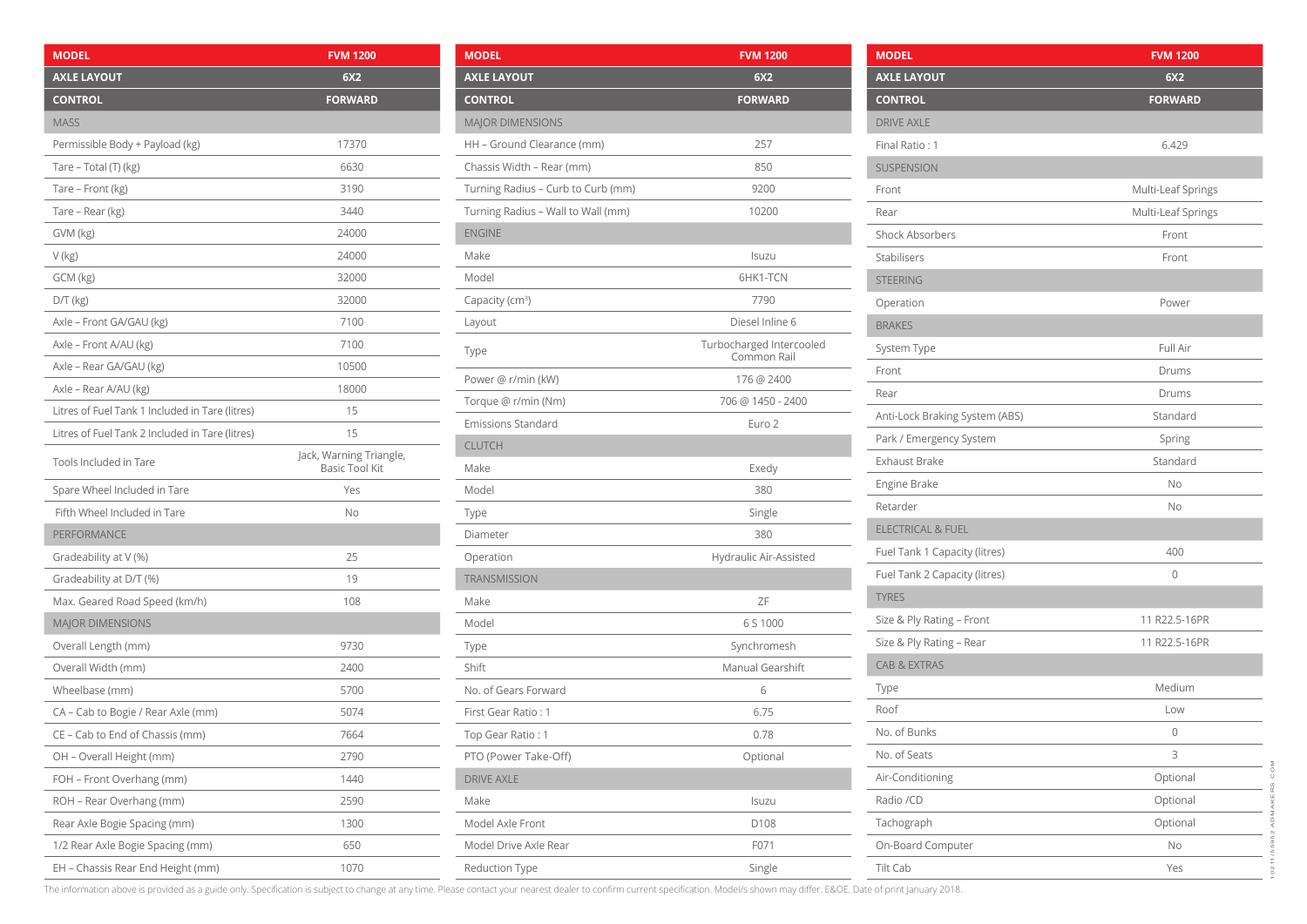| MODEL | FVM 1200 |
|---|---|
| AXLE LAYOUT | 6X2 |
| CONTROL | FORWARD |
| MASS | |
| Permissible Body + Payload (kg) | 17370 |
| Tare – Total (T) (kg) | 6630 |
| Tare – Front (kg) | 3190 |
| Tare – Rear (kg) | 3440 |
| GVM (kg) | 24000 |
| V (kg) | 24000 |
| GCM (kg) | 32000 |
| D/T (kg) | 32000 |
| Axle – Front GA/GAU (kg) | 7100 |
| Axle – Front A/AU (kg) | 7100 |
| Axle – Rear GA/GAU (kg) | 10500 |
| Axle – Rear A/AU (kg) | 18000 |
| Litres of Fuel Tank 1 Included in Tare (litres) | 15 |
| Litres of Fuel Tank 2 Included in Tare (litres) | 15 |
| Tools Included in Tare | Jack, Warning Triangle, Basic Tool Kit |
| Spare Wheel Included in Tare | Yes |
| Fifth Wheel Included in Tare | No |
| PERFORMANCE | |
| Gradeability at V (%) | 25 |
| Gradeability at D/T (%) | 19 |
| Max. Geared Road Speed (km/h) | 108 |
| MAJOR DIMENSIONS | |
| Overall Length (mm) | 9730 |
| Overall Width (mm) | 2400 |
| Wheelbase (mm) | 5700 |
| CA – Cab to Bogie / Rear Axle (mm) | 5074 |
| CE – Cab to End of Chassis (mm) | 7664 |
| OH – Overall Height (mm) | 2790 |
| FOH – Front Overhang (mm) | 1440 |
| ROH – Rear Overhang (mm) | 2590 |
| Rear Axle Bogie Spacing (mm) | 1300 |
| 1/2 Rear Axle Bogie Spacing (mm) | 650 |
| EH – Chassis Rear End Height (mm) | 1070 |

| MODEL | FVM 1200 |
|---|---|
| AXLE LAYOUT | 6X2 |
| CONTROL | FORWARD |
| MAJOR DIMENSIONS | |
| HH – Ground Clearance (mm) | 257 |
| Chassis Width – Rear (mm) | 850 |
| Turning Radius – Curb to Curb (mm) | 9200 |
| Turning Radius – Wall to Wall (mm) | 10200 |
| ENGINE | |
| Make | Isuzu |
| Model | 6HK1-TCN |
| Capacity ($cm^3$) | 7790 |
| Layout | Diesel Inline 6 |
| Type | Turbocharged Intercooled Common Rail |
| Power @ r/min (kW) | 176 @ 2400 |
| Torque @ r/min (Nm) | 706 @ 1450 - 2400 |
| Emissions Standard | Euro 2 |
| CLUTCH | |
| Make | Exedy |
| Model | 380 |
| Type | Single |
| Diameter | 380 |
| Operation | Hydraulic Air-Assisted |
| TRANSMISSION | |
| Make | ZF |
| Model | 6 S 1000 |
| Type | Synchromesh |
| Shift | Manual Gearshift |
| No. of Gears Forward | 6 |
| First Gear Ratio : 1 | 6.75 |
| Top Gear Ratio : 1 | 0.78 |
| PTO (Power Take-Off) | Optional |
| DRIVE AXLE | |
| Make | Isuzu |
| Model Axle Front | D108 |
| Model Drive Axle Rear | F071 |
| Reduction Type | Single |

| MODEL | FVM 1200 |
|---|---|
| AXLE LAYOUT | 6X2 |
| CONTROL | FORWARD |
| DRIVE AXLE | |
| Final Ratio : 1 | 6.429 |
| SUSPENSION | |
| Front | Multi-Leaf Springs |
| Rear | Multi-Leaf Springs |
| Shock Absorbers | Front |
| Stabilisers | Front |
| STEERING | |
| Operation | Power |
| BRAKES | |
| System Type | Full Air |
| Front | Drums |
| Rear | Drums |
| Anti-Lock Braking System (ABS) | Standard |
| Park / Emergency System | Spring |
| Exhaust Brake | Standard |
| Engine Brake | No |
| Retarder | No |
| ELECTRICAL & FUEL | |
| Fuel Tank 1 Capacity (litres) | 400 |
| Fuel Tank 2 Capacity (litres) | 0 |
| TYRES | |
| Size & Ply Rating – Front | 11 R22.5-16PR |
| Size & Ply Rating – Rear | 11 R22.5-16PR |
| CAB & EXTRAS | |
| Type | Medium |
| Roof | Low |
| No. of Bunks | 0 |
| No. of Seats | 3 |
| Air-Conditioning | Optional |
| Radio /CD | Optional |
| Tachograph | Optional |
| On-Board Computer | No |
| Tilt Cab | Yes |

The information above is provided as a guide only. Specification is subject to change at any time. Please contact your nearest dealer to confirm current specification. Model/s shown may differ. E&OE. Date of print January 2018.

10211/5962 ADMAKERS.COM